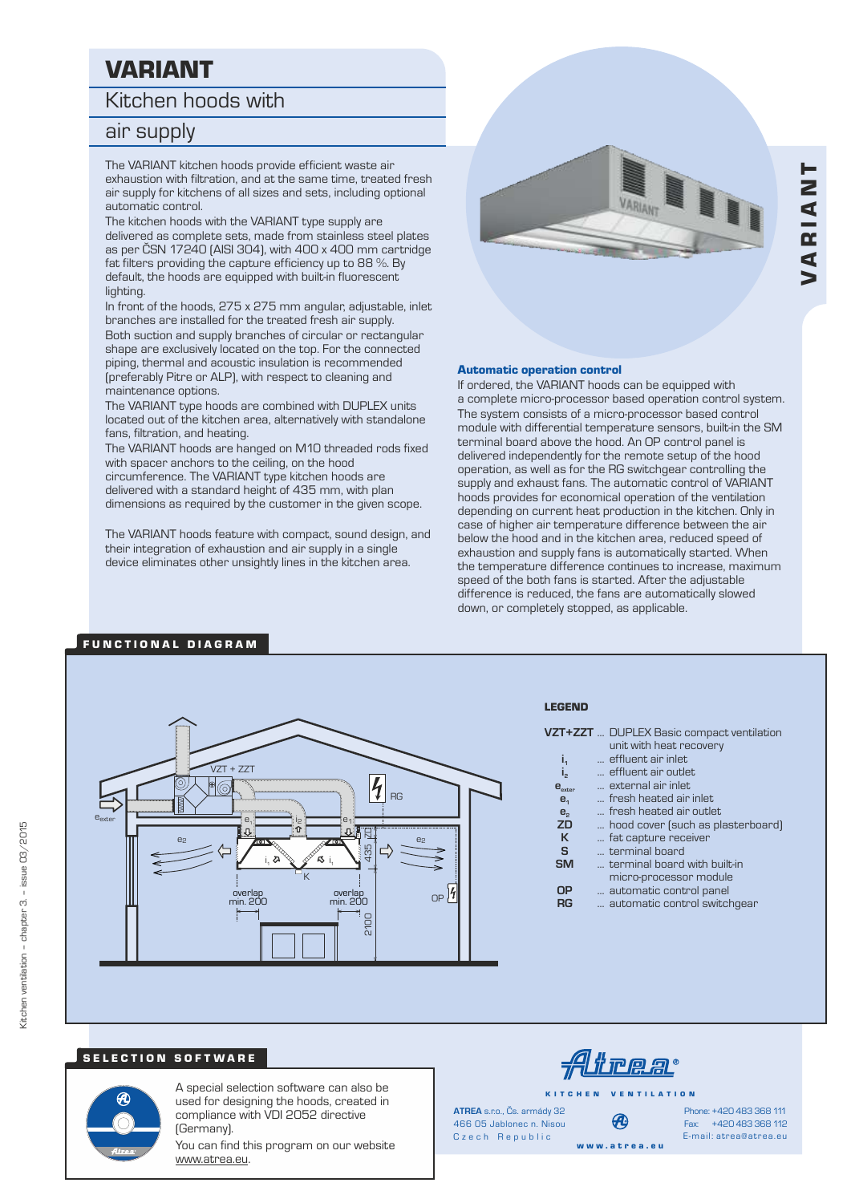# VARIANT

## Kitchen hoods with air supply

The VARIANT kitchen hoods provide efficient waste air exhaustion with filtration, and at the same time, treated fresh air supply for kitchens of all sizes and sets, including optional automatic control.

The kitchen hoods with the VARIANT type supply are delivered as complete sets, made from stainless steel plates as per ČSN 17240 (AISI 304), with 400 x 400 mm cartridge fat filters providing the capture efficiency up to 88 %. By default, the hoods are equipped with built-in fluorescent lighting.

In front of the hoods, 275 x 275 mm angular, adjustable, inlet branches are installed for the treated fresh air supply.

Both suction and supply branches of circular or rectangular shape are exclusively located on the top. For the connected piping, thermal and acoustic insulation is recommended (preferably Pitre or ALP), with respect to cleaning and maintenance options.

The VARIANT type hoods are combined with DUPLEX units located out of the kitchen area, alternatively with standalone fans, filtration, and heating.

The VARIANT hoods are hanged on M10 threaded rods fixed with spacer anchors to the ceiling, on the hood circumference. The VARIANT type kitchen hoods are delivered with a standard height of 435 mm, with plan dimensions as required by the customer in the given scope.

The VARIANT hoods feature with compact, sound design, and their integration of exhaustion and air supply in a single device eliminates other unsightly lines in the kitchen area.

### Automatic operation control

If ordered, the VARIANT hoods can be equipped with a complete micro-processor based operation control system. The system consists of a micro-processor based control module with differential temperature sensors, built-in the SM terminal board above the hood. An OP control panel is delivered independently for the remote setup of the hood operation, as well as for the RG switchgear controlling the supply and exhaust fans. The automatic control of VARIANT hoods provides for economical operation of the ventilation depending on current heat production in the kitchen. Only in case of higher air temperature difference between the air below the hood and in the kitchen area, reduced speed of exhaustion and supply fans is automatically started. When the temperature difference continues to increase, maximum speed of the both fans is started. After the adjustable difference is reduced, the fans are automatically slowed down, or completely stopped, as applicable.

## FUNCTIONAL DIAGRAM

VZT + ZZT, RG, $e_{exter}$, $e_1$, $i_2$, $e_1$, ZD, $e_2$, $e_2$, $i_1$, $i_1$, K, 435, overlap min. 200, overlap min. 200, OP, 2100

**LEGEND**

| | |
|---|---|
| **VZT+ZZT** | ... DUPLEX Basic compact ventilation unit with heat recovery |
| $i_1$ | ... effluent air inlet |
| $i_2$ | ... effluent air outlet |
| $e_{exter}$ | ... external air inlet |
| $e_1$ | ... fresh heated air inlet |
| $e_2$ | ... fresh heated air outlet |
| **ZD** | ... hood cover (such as plasterboard) |
| **K** | ... fat capture receiver |
| **S** | ... terminal board |
| **SM** | ... terminal board with built-in micro-processor module |
| **OP** | ... automatic control panel |
| **RG** | ... automatic control switchgear |

## SELECTION SOFTWARE

A special selection software can also be used for designing the hoods, created in compliance with VDI 2052 directive (Germany).

You can find this program on our website www.atrea.eu.

Atrea®

KITCHEN VENTILATION

**ATREA** s.r.o., Čs. armády 32
466 05 Jablonec n. Nisou
Czech Republic

Phone: +420 483 368 111
Fax: +420 483 368 112
E-mail: atrea@atrea.eu

www.atrea.eu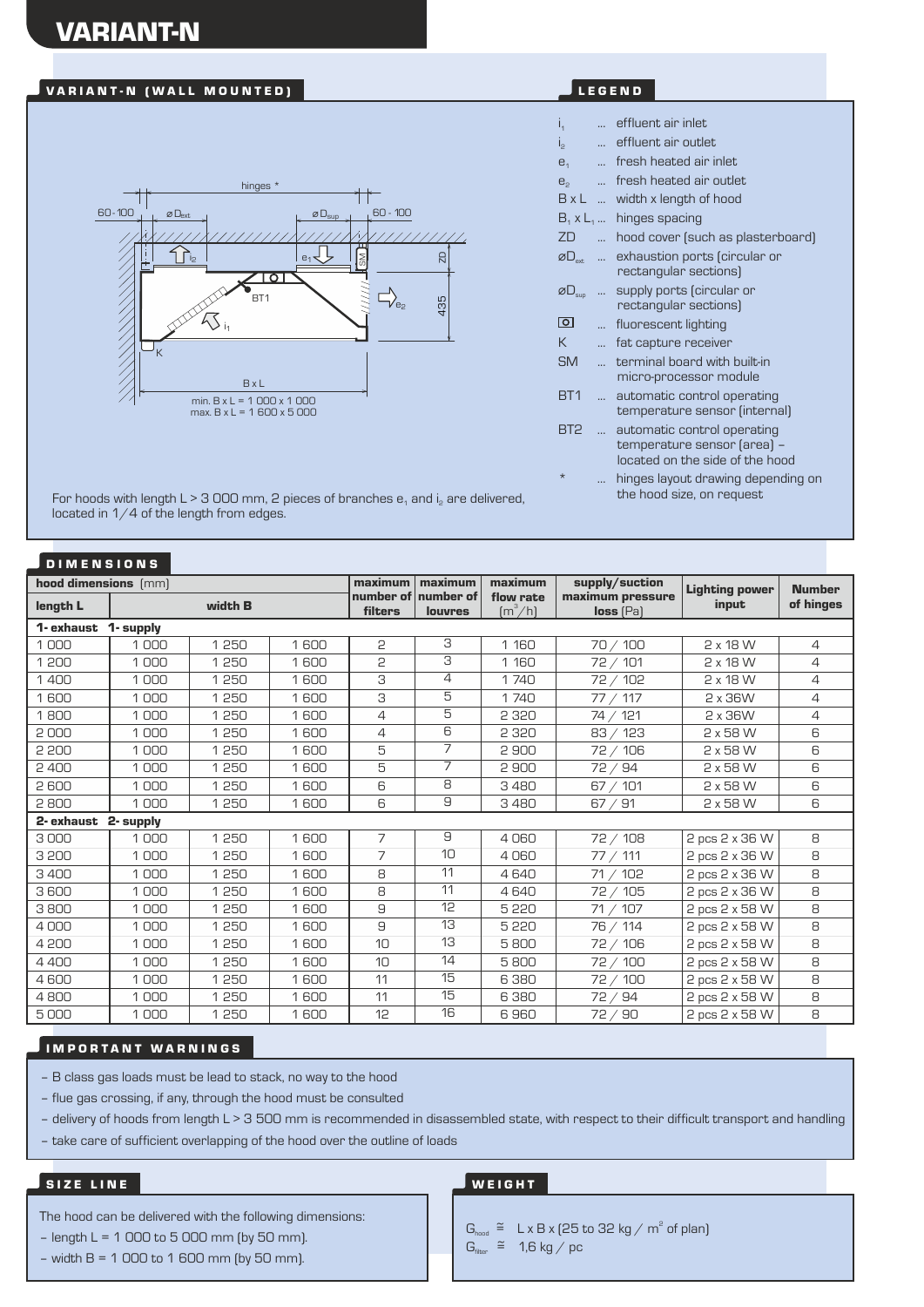# VARIANT-N

## VARIANT-N (WALL MOUNTED)

hinges *

60 - 100 ⌀$D_{ext}$ ⌀$D_{sup}$ 60 - 100

$i_2$ $e_1$ SM ZD BT1 $e_2$ 435 $i_1$ K

B x L

min. B x L = 1 000 x 1 000
max. B x L = 1 600 x 5 000

For hoods with length L > 3 000 mm, 2 pieces of branches $e_1$ and $i_2$ are delivered, located in 1/4 of the length from edges.

## LEGEND

- $i_1$ ... effluent air inlet
- $i_2$ ... effluent air outlet
- $e_1$ ... fresh heated air inlet
- $e_2$ ... fresh heated air outlet
- B x L ... width x length of hood
- $B_1$ x $L_1$ ... hinges spacing
- ZD ... hood cover (such as plasterboard)
- ⌀$D_{ext}$ ... exhaustion ports (circular or rectangular sections)
- ⌀$D_{sup}$ ... supply ports (circular or rectangular sections)
- [O] ... fluorescent lighting
- K ... fat capture receiver
- SM ... terminal board with built-in micro-processor module
- BT1 ... automatic control operating temperature sensor (internal)
- BT2 ... automatic control operating temperature sensor (area) – located on the side of the hood
- * ... hinges layout drawing depending on the hood size, on request

## DIMENSIONS

| hood dimensions (mm) | | | | maximum number of filters | maximum number of louvres | maximum flow rate ($m^3$/h) | supply/suction maximum pressure loss (Pa) | Lighting power input | Number of hinges |
|---|---|---|---|---|---|---|---|---|---|
| length L | width B | | | | | | | | |
| **1- exhaust 1- supply** | | | | | | | | | |
| 1 000 | 1 000 | 1 250 | 1 600 | 2 | 3 | 1 160 | 70 / 100 | 2 x 18 W | 4 |
| 1 200 | 1 000 | 1 250 | 1 600 | 2 | 3 | 1 160 | 72 / 101 | 2 x 18 W | 4 |
| 1 400 | 1 000 | 1 250 | 1 600 | 3 | 4 | 1 740 | 72 / 102 | 2 x 18 W | 4 |
| 1 600 | 1 000 | 1 250 | 1 600 | 3 | 5 | 1 740 | 77 / 117 | 2 x 36W | 4 |
| 1 800 | 1 000 | 1 250 | 1 600 | 4 | 5 | 2 320 | 74 / 121 | 2 x 36W | 4 |
| 2 000 | 1 000 | 1 250 | 1 600 | 4 | 6 | 2 320 | 83 / 123 | 2 x 58 W | 6 |
| 2 200 | 1 000 | 1 250 | 1 600 | 5 | 7 | 2 900 | 72 / 106 | 2 x 58 W | 6 |
| 2 400 | 1 000 | 1 250 | 1 600 | 5 | 7 | 2 900 | 72 / 94 | 2 x 58 W | 6 |
| 2 600 | 1 000 | 1 250 | 1 600 | 6 | 8 | 3 480 | 67 / 101 | 2 x 58 W | 6 |
| 2 800 | 1 000 | 1 250 | 1 600 | 6 | 9 | 3 480 | 67 / 91 | 2 x 58 W | 6 |
| **2- exhaust 2- supply** | | | | | | | | | |
| 3 000 | 1 000 | 1 250 | 1 600 | 7 | 9 | 4 060 | 72 / 108 | 2 pcs 2 x 36 W | 8 |
| 3 200 | 1 000 | 1 250 | 1 600 | 7 | 10 | 4 060 | 77 / 111 | 2 pcs 2 x 36 W | 8 |
| 3 400 | 1 000 | 1 250 | 1 600 | 8 | 11 | 4 640 | 71 / 102 | 2 pcs 2 x 36 W | 8 |
| 3 600 | 1 000 | 1 250 | 1 600 | 8 | 11 | 4 640 | 72 / 105 | 2 pcs 2 x 36 W | 8 |
| 3 800 | 1 000 | 1 250 | 1 600 | 9 | 12 | 5 220 | 71 / 107 | 2 pcs 2 x 58 W | 8 |
| 4 000 | 1 000 | 1 250 | 1 600 | 9 | 13 | 5 220 | 76 / 114 | 2 pcs 2 x 58 W | 8 |
| 4 200 | 1 000 | 1 250 | 1 600 | 10 | 13 | 5 800 | 72 / 106 | 2 pcs 2 x 58 W | 8 |
| 4 400 | 1 000 | 1 250 | 1 600 | 10 | 14 | 5 800 | 72 / 100 | 2 pcs 2 x 58 W | 8 |
| 4 600 | 1 000 | 1 250 | 1 600 | 11 | 15 | 6 380 | 72 / 100 | 2 pcs 2 x 58 W | 8 |
| 4 800 | 1 000 | 1 250 | 1 600 | 11 | 15 | 6 380 | 72 / 94 | 2 pcs 2 x 58 W | 8 |
| 5 000 | 1 000 | 1 250 | 1 600 | 12 | 16 | 6 960 | 72 / 90 | 2 pcs 2 x 58 W | 8 |

## IMPORTANT WARNINGS

- B class gas loads must be lead to stack, no way to the hood
- flue gas crossing, if any, through the hood must be consulted
- delivery of hoods from length L > 3 500 mm is recommended in disassembled state, with respect to their difficult transport and handling
- take care of sufficient overlapping of the hood over the outline of loads

## SIZE LINE

The hood can be delivered with the following dimensions:
- length L = 1 000 to 5 000 mm (by 50 mm).
- width B = 1 000 to 1 600 mm (by 50 mm).

## WEIGHT

$G_{hood} \cong$ L x B x (25 to 32 kg / $m^2$ of plan)
$G_{filter} \cong$ 1,6 kg / pc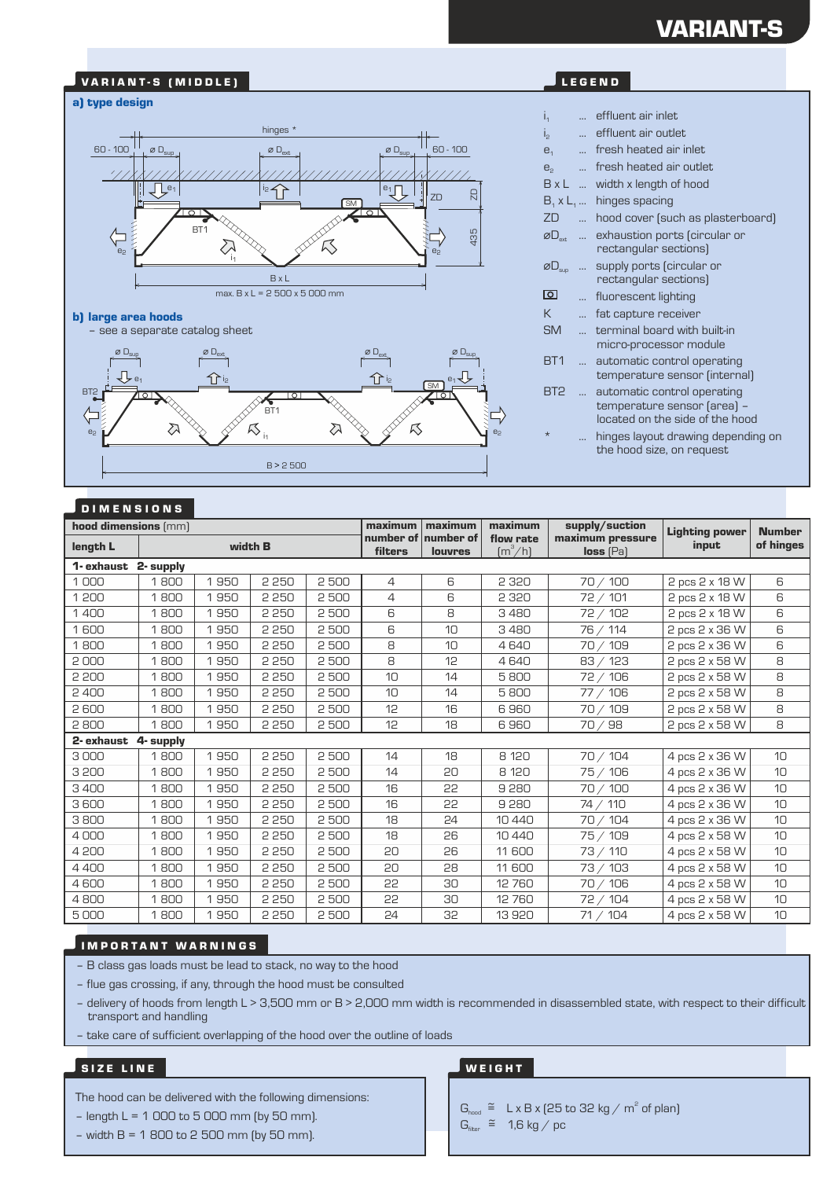# VARIANT-S

## VARIANT-S (MIDDLE)

### a) type design

hinges *

60 - 100 | ø $D_{sup}$ | ø $D_{ext}$ | ø $D_{sup}$ | 60 - 100

$e_1$ | $i_2$ | $e_1$ | ZD | SM | BT1 | $e_2$ | $i_1$ | $e_2$ | 435

B x L

max. B x L = 2 500 x 5 000 mm

### b) large area hoods

- see a separate catalog sheet

ø $D_{sup}$ | ø $D_{ext}$ | ø $D_{ext}$ | ø $D_{sup}$ | $e_1$ | $i_2$ | $i_2$ | $e_1$ | BT2 | SM | BT1 | $e_2$ | $i_1$ | $e_2$

B > 2 500

## LEGEND

- $i_1$ ... effluent air inlet
- $i_2$ ... effluent air outlet
- $e_1$ ... fresh heated air inlet
- $e_2$ ... fresh heated air outlet
- B x L ... width x length of hood
- $B_1$ x $L_1$ ... hinges spacing
- ZD ... hood cover (such as plasterboard)
- ø$D_{ext}$ ... exhaustion ports (circular or rectangular sections)
- ø$D_{sup}$ ... supply ports (circular or rectangular sections)
- ▣ ... fluorescent lighting
- K ... fat capture receiver
- SM ... terminal board with built-in micro-processor module
- BT1 ... automatic control operating temperature sensor (internal)
- BT2 ... automatic control operating temperature sensor (area) – located on the side of the hood
- * ... hinges layout drawing depending on the hood size, on request

## DIMENSIONS

| hood dimensions (mm) | | | | | maximum number of filters | maximum number of louvres | maximum flow rate ($m^3$/h) | supply/suction maximum pressure loss (Pa) | Lighting power input | Number of hinges |
|---|---|---|---|---|---|---|---|---|---|---|
| length L | width B | | | | | | | | | |
| **1- exhaust** | **2- supply** | | | | | | | | | |
| 1 000 | 1 800 | 1 950 | 2 250 | 2 500 | 4 | 6 | 2 320 | 70 / 100 | 2 pcs 2 x 18 W | 6 |
| 1 200 | 1 800 | 1 950 | 2 250 | 2 500 | 4 | 6 | 2 320 | 72 / 101 | 2 pcs 2 x 18 W | 6 |
| 1 400 | 1 800 | 1 950 | 2 250 | 2 500 | 6 | 8 | 3 480 | 72 / 102 | 2 pcs 2 x 18 W | 6 |
| 1 600 | 1 800 | 1 950 | 2 250 | 2 500 | 6 | 10 | 3 480 | 76 / 114 | 2 pcs 2 x 36 W | 6 |
| 1 800 | 1 800 | 1 950 | 2 250 | 2 500 | 8 | 10 | 4 640 | 70 / 109 | 2 pcs 2 x 36 W | 6 |
| 2 000 | 1 800 | 1 950 | 2 250 | 2 500 | 8 | 12 | 4 640 | 83 / 123 | 2 pcs 2 x 58 W | 8 |
| 2 200 | 1 800 | 1 950 | 2 250 | 2 500 | 10 | 14 | 5 800 | 72 / 106 | 2 pcs 2 x 58 W | 8 |
| 2 400 | 1 800 | 1 950 | 2 250 | 2 500 | 10 | 14 | 5 800 | 77 / 106 | 2 pcs 2 x 58 W | 8 |
| 2 600 | 1 800 | 1 950 | 2 250 | 2 500 | 12 | 16 | 6 960 | 70 / 109 | 2 pcs 2 x 58 W | 8 |
| 2 800 | 1 800 | 1 950 | 2 250 | 2 500 | 12 | 18 | 6 960 | 70 / 98 | 2 pcs 2 x 58 W | 8 |
| **2- exhaust** | **4- supply** | | | | | | | | | |
| 3 000 | 1 800 | 1 950 | 2 250 | 2 500 | 14 | 18 | 8 120 | 70 / 104 | 4 pcs 2 x 36 W | 10 |
| 3 200 | 1 800 | 1 950 | 2 250 | 2 500 | 14 | 20 | 8 120 | 75 / 106 | 4 pcs 2 x 36 W | 10 |
| 3 400 | 1 800 | 1 950 | 2 250 | 2 500 | 16 | 22 | 9 280 | 70 / 100 | 4 pcs 2 x 36 W | 10 |
| 3 600 | 1 800 | 1 950 | 2 250 | 2 500 | 16 | 22 | 9 280 | 74 / 110 | 4 pcs 2 x 36 W | 10 |
| 3 800 | 1 800 | 1 950 | 2 250 | 2 500 | 18 | 24 | 10 440 | 70 / 104 | 4 pcs 2 x 36 W | 10 |
| 4 000 | 1 800 | 1 950 | 2 250 | 2 500 | 18 | 26 | 10 440 | 75 / 109 | 4 pcs 2 x 58 W | 10 |
| 4 200 | 1 800 | 1 950 | 2 250 | 2 500 | 20 | 26 | 11 600 | 73 / 110 | 4 pcs 2 x 58 W | 10 |
| 4 400 | 1 800 | 1 950 | 2 250 | 2 500 | 20 | 28 | 11 600 | 73 / 103 | 4 pcs 2 x 58 W | 10 |
| 4 600 | 1 800 | 1 950 | 2 250 | 2 500 | 22 | 30 | 12 760 | 70 / 106 | 4 pcs 2 x 58 W | 10 |
| 4 800 | 1 800 | 1 950 | 2 250 | 2 500 | 22 | 30 | 12 760 | 72 / 104 | 4 pcs 2 x 58 W | 10 |
| 5 000 | 1 800 | 1 950 | 2 250 | 2 500 | 24 | 32 | 13 920 | 71 / 104 | 4 pcs 2 x 58 W | 10 |

## IMPORTANT WARNINGS

- B class gas loads must be lead to stack, no way to the hood
- flue gas crossing, if any, through the hood must be consulted
- delivery of hoods from length L > 3,500 mm or B > 2,000 mm width is recommended in disassembled state, with respect to their difficult transport and handling
- take care of sufficient overlapping of the hood over the outline of loads

## SIZE LINE

The hood can be delivered with the following dimensions:

- length L = 1 000 to 5 000 mm (by 50 mm).
- width B = 1 800 to 2 500 mm (by 50 mm).

## WEIGHT

$G_{hood}$ ≅ L x B x (25 to 32 kg / $m^2$ of plan)

$G_{filter}$ ≅ 1,6 kg / pc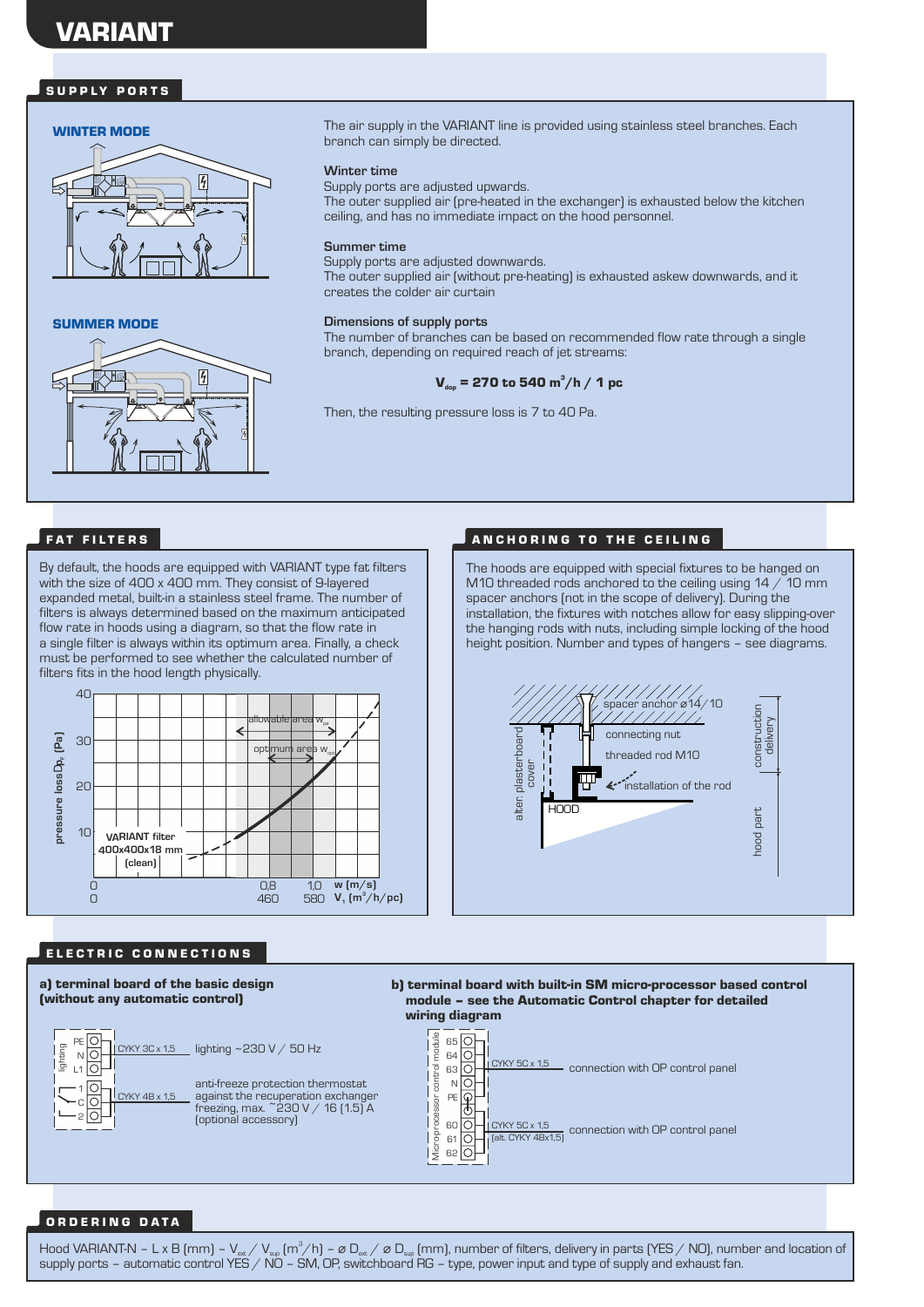# VARIANT

## SUPPLY PORTS

**WINTER MODE**

**SUMMER MODE**

The air supply in the VARIANT line is provided using stainless steel branches. Each branch can simply be directed.

**Winter time**

Supply ports are adjusted upwards.
The outer supplied air (pre-heated in the exchanger) is exhausted below the kitchen ceiling, and has no immediate impact on the hood personnel.

**Summer time**

Supply ports are adjusted downwards.
The outer supplied air (without pre-heating) is exhausted askew downwards, and it creates the colder air curtain

**Dimensions of supply ports**

The number of branches can be based on recommended flow rate through a single branch, depending on required reach of jet streams:

$$V_{dop} = 270 \text{ to } 540 \text{ m}^3/\text{h} / 1 \text{ pc}$$

Then, the resulting pressure loss is 7 to 40 Pa.

## FAT FILTERS

By default, the hoods are equipped with VARIANT type fat filters with the size of 400 x 400 mm. They consist of 9-layered expanded metal, built-in a stainless steel frame. The number of filters is always determined based on the maximum anticipated flow rate in hoods using a diagram, so that the flow rate in a single filter is always within its optimum area. Finally, a check must be performed to see whether the calculated number of filters fits in the hood length physically.

pressure loss $Dp_f$ (Pa)
40
30
20
10
0
allowable area $w_{pa}$
optimum area $w_{opt}$
VARIANT filter 400x400x18 mm (clean)
0 0,8 1,0 w (m/s)
0 460 580 $V_f$ (m³/h/pc)

## ANCHORING TO THE CEILING

The hoods are equipped with special fixtures to be hanged on M10 threaded rods anchored to the ceiling using 14 / 10 mm spacer anchors (not in the scope of delivery). During the installation, the fixtures with notches allow for easy slipping-over the hanging rods with nuts, including simple locking of the hood height position. Number and types of hangers – see diagrams.

spacer anchor ø14/10
connecting nut
threaded rod M10
installation of the rod
HOOD
alter. plasterboard cover
construction delivery
hood part

## ELECTRIC CONNECTIONS

**a) terminal board of the basic design (without any automatic control)**

lighting: PE, N, L1 — CYKY 3C x 1,5 — lighting ~230 V / 50 Hz

1, C, 2 — CYKY 4B x 1,5 — anti-freeze protection thermostat against the recuperation exchanger freezing, max. ~230 V / 16 (1.5) A (optional accessory)

**b) terminal board with built-in SM micro-processor based control module – see the Automatic Control chapter for detailed wiring diagram**

Micro-processor control module: 65, 64, 63, N, PE — CYKY 5C x 1,5 — connection with OP control panel

60, 61, 62 — CYKY 5C x 1,5 (alt. CYKY 4Bx1,5) — connection with OP control panel

## ORDERING DATA

Hood VARIANT-N – L x B (mm) – $V_{ext}$ / $V_{sup}$ (m³/h) – ø $D_{ext}$ / ø $D_{sup}$ (mm), number of filters, delivery in parts (YES / NO), number and location of supply ports – automatic control YES / NO – SM, OP, switchboard RG – type, power input and type of supply and exhaust fan.